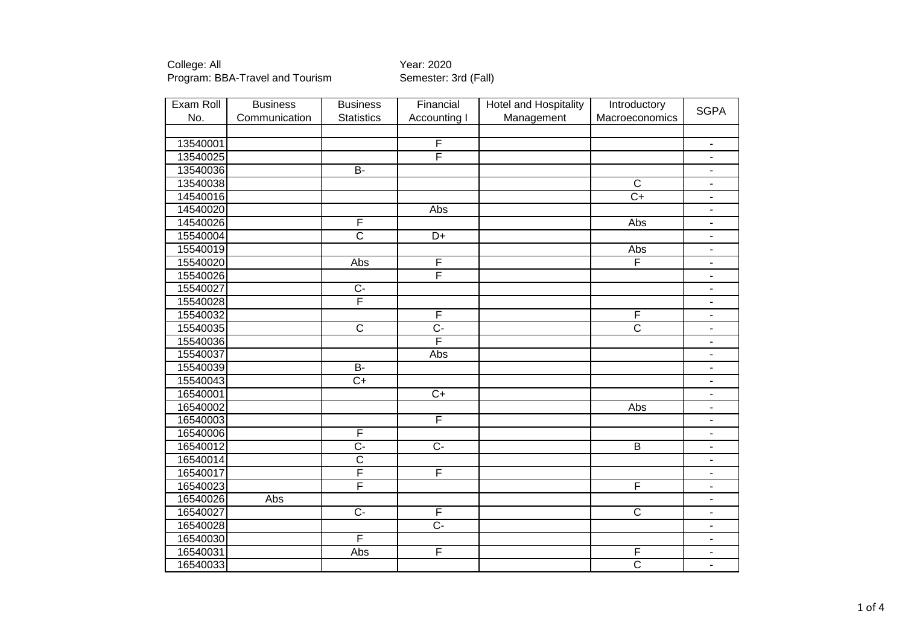College: All
Program: BBA-Travel and Tourism

Year: 2020
Semester: 3rd (Fall)

| Exam Roll No. | Business Communication | Business Statistics | Financial Accounting I | Hotel and Hospitality Management | Introductory Macroeconomics | SGPA |
|---|---|---|---|---|---|---|
| | | | | | | |
| 13540001 | | | F | | | - |
| 13540025 | | | F | | | - |
| 13540036 | | B- | | | | - |
| 13540038 | | | | | C | - |
| 14540016 | | | | | C+ | - |
| 14540020 | | | Abs | | | - |
| 14540026 | | F | | | Abs | - |
| 15540004 | | C | D+ | | | - |
| 15540019 | | | | | Abs | - |
| 15540020 | | Abs | F | | F | - |
| 15540026 | | | F | | | - |
| 15540027 | | C- | | | | - |
| 15540028 | | F | | | | - |
| 15540032 | | | F | | F | - |
| 15540035 | | C | C- | | C | - |
| 15540036 | | | F | | | - |
| 15540037 | | | Abs | | | - |
| 15540039 | | B- | | | | - |
| 15540043 | | C+ | | | | - |
| 16540001 | | | C+ | | | - |
| 16540002 | | | | | Abs | - |
| 16540003 | | | F | | | - |
| 16540006 | | F | | | | - |
| 16540012 | | C- | C- | | B | - |
| 16540014 | | C | | | | - |
| 16540017 | | F | F | | | - |
| 16540023 | | F | | | F | - |
| 16540026 | Abs | | | | | - |
| 16540027 | | C- | F | | C | - |
| 16540028 | | | C- | | | - |
| 16540030 | | F | | | | - |
| 16540031 | | Abs | F | | F | - |
| 16540033 | | | | | C | - |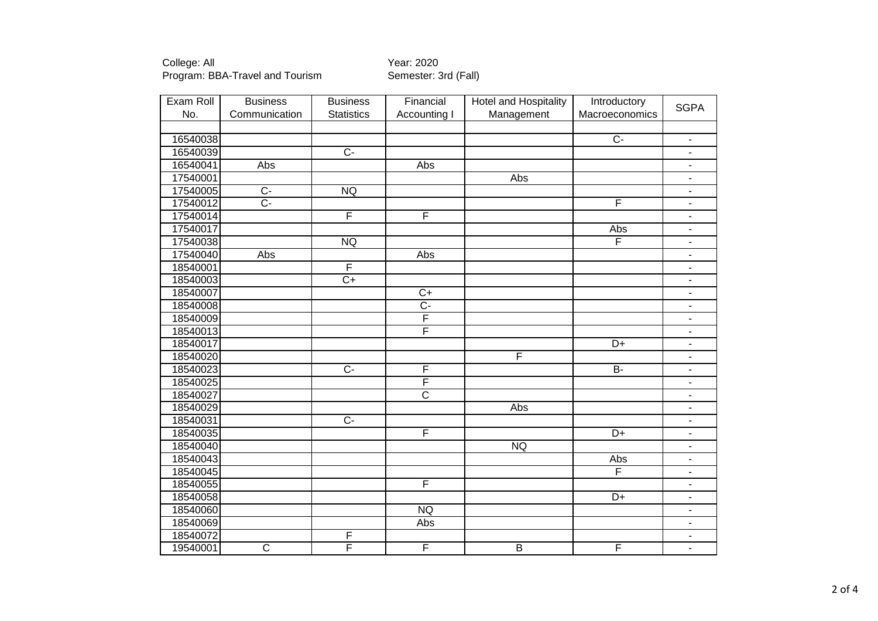College: All
Program: BBA-Travel and Tourism

Year: 2020
Semester: 3rd (Fall)

| Exam Roll No. | Business Communication | Business Statistics | Financial Accounting I | Hotel and Hospitality Management | Introductory Macroeconomics | SGPA |
|---|---|---|---|---|---|---|
| | | | | | | |
| 16540038 | | | | | C- | - |
| 16540039 | | C- | | | | - |
| 16540041 | Abs | | Abs | | | - |
| 17540001 | | | | Abs | | - |
| 17540005 | C- | NQ | | | | - |
| 17540012 | C- | | | | F | - |
| 17540014 | | F | F | | | - |
| 17540017 | | | | | Abs | - |
| 17540038 | | NQ | | | F | - |
| 17540040 | Abs | | Abs | | | - |
| 18540001 | | F | | | | - |
| 18540003 | | C+ | | | | - |
| 18540007 | | | C+ | | | - |
| 18540008 | | | C- | | | - |
| 18540009 | | | F | | | - |
| 18540013 | | | F | | | - |
| 18540017 | | | | | D+ | - |
| 18540020 | | | | F | | - |
| 18540023 | | C- | F | | B- | - |
| 18540025 | | | F | | | - |
| 18540027 | | | C | | | - |
| 18540029 | | | | Abs | | - |
| 18540031 | | C- | | | | - |
| 18540035 | | | F | | D+ | - |
| 18540040 | | | | NQ | | - |
| 18540043 | | | | | Abs | - |
| 18540045 | | | | | F | - |
| 18540055 | | | F | | | - |
| 18540058 | | | | | D+ | - |
| 18540060 | | | NQ | | | - |
| 18540069 | | | Abs | | | - |
| 18540072 | | F | | | | - |
| 19540001 | C | F | F | B | F | - |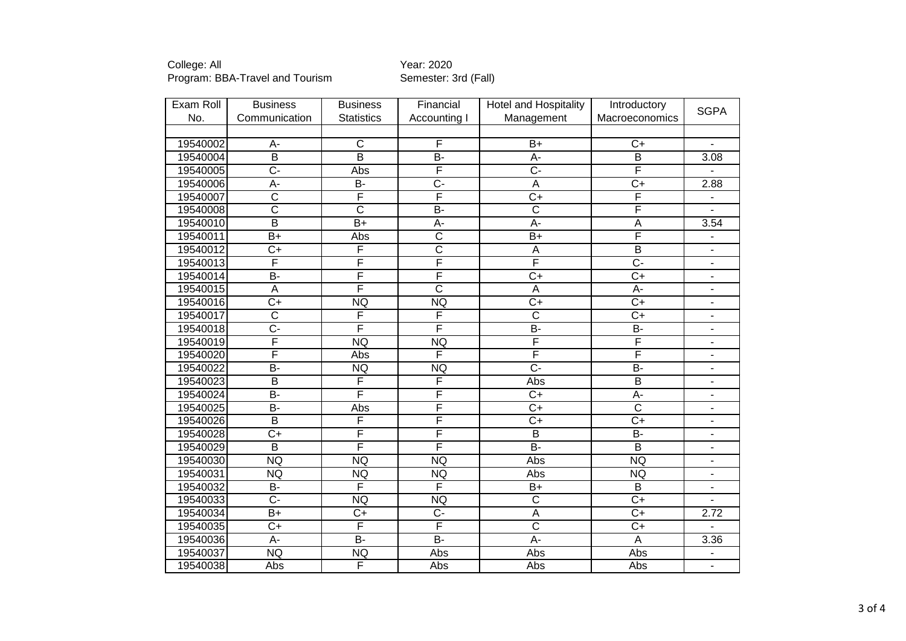College: All
Program: BBA-Travel and Tourism

Year: 2020
Semester: 3rd (Fall)

| Exam Roll No. | Business Communication | Business Statistics | Financial Accounting I | Hotel and Hospitality Management | Introductory Macroeconomics | SGPA |
|---|---|---|---|---|---|---|
| | | | | | | |
| 19540002 | A- | C | F | B+ | C+ | - |
| 19540004 | B | B | B- | A- | B | 3.08 |
| 19540005 | C- | Abs | F | C- | F | - |
| 19540006 | A- | B- | C- | A | C+ | 2.88 |
| 19540007 | C | F | F | C+ | F | - |
| 19540008 | C | C | B- | C | F | - |
| 19540010 | B | B+ | A- | A- | A | 3.54 |
| 19540011 | B+ | Abs | C | B+ | F | - |
| 19540012 | C+ | F | C | A | B | - |
| 19540013 | F | F | F | F | C- | - |
| 19540014 | B- | F | F | C+ | C+ | - |
| 19540015 | A | F | C | A | A- | - |
| 19540016 | C+ | NQ | NQ | C+ | C+ | - |
| 19540017 | C | F | F | C | C+ | - |
| 19540018 | C- | F | F | B- | B- | - |
| 19540019 | F | NQ | NQ | F | F | - |
| 19540020 | F | Abs | F | F | F | - |
| 19540022 | B- | NQ | NQ | C- | B- | - |
| 19540023 | B | F | F | Abs | B | - |
| 19540024 | B- | F | F | C+ | A- | - |
| 19540025 | B- | Abs | F | C+ | C | - |
| 19540026 | B | F | F | C+ | C+ | - |
| 19540028 | C+ | F | F | B | B- | - |
| 19540029 | B | F | F | B- | B | - |
| 19540030 | NQ | NQ | NQ | Abs | NQ | - |
| 19540031 | NQ | NQ | NQ | Abs | NQ | - |
| 19540032 | B- | F | F | B+ | B | - |
| 19540033 | C- | NQ | NQ | C | C+ | - |
| 19540034 | B+ | C+ | C- | A | C+ | 2.72 |
| 19540035 | C+ | F | F | C | C+ | - |
| 19540036 | A- | B- | B- | A- | A | 3.36 |
| 19540037 | NQ | NQ | Abs | Abs | Abs | - |
| 19540038 | Abs | F | Abs | Abs | Abs | - |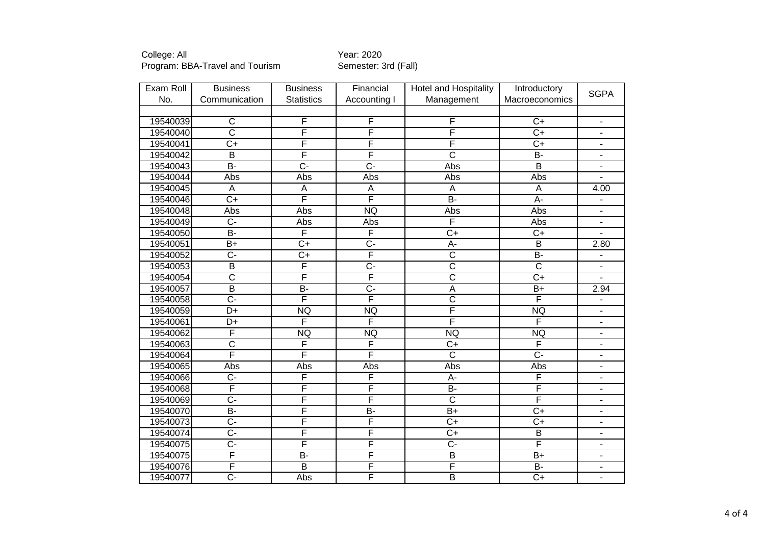College: All
Program: BBA-Travel and Tourism

Year: 2020
Semester: 3rd (Fall)

| Exam Roll No. | Business Communication | Business Statistics | Financial Accounting I | Hotel and Hospitality Management | Introductory Macroeconomics | SGPA |
|---|---|---|---|---|---|---|
| | | | | | | |
| 19540039 | C | F | F | F | C+ | - |
| 19540040 | C | F | F | F | C+ | - |
| 19540041 | C+ | F | F | F | C+ | - |
| 19540042 | B | F | F | C | B- | - |
| 19540043 | B- | C- | C- | Abs | B | - |
| 19540044 | Abs | Abs | Abs | Abs | Abs | - |
| 19540045 | A | A | A | A | A | 4.00 |
| 19540046 | C+ | F | F | B- | A- | - |
| 19540048 | Abs | Abs | NQ | Abs | Abs | - |
| 19540049 | C- | Abs | Abs | F | Abs | - |
| 19540050 | B- | F | F | C+ | C+ | - |
| 19540051 | B+ | C+ | C- | A- | B | 2.80 |
| 19540052 | C- | C+ | F | C | B- | - |
| 19540053 | B | F | C- | C | C | - |
| 19540054 | C | F | F | C | C+ | - |
| 19540057 | B | B- | C- | A | B+ | 2.94 |
| 19540058 | C- | F | F | C | F | - |
| 19540059 | D+ | NQ | NQ | F | NQ | - |
| 19540061 | D+ | F | F | F | F | - |
| 19540062 | F | NQ | NQ | NQ | NQ | - |
| 19540063 | C | F | F | C+ | F | - |
| 19540064 | F | F | F | C | C- | - |
| 19540065 | Abs | Abs | Abs | Abs | Abs | - |
| 19540066 | C- | F | F | A- | F | - |
| 19540068 | F | F | F | B- | F | - |
| 19540069 | C- | F | F | C | F | - |
| 19540070 | B- | F | B- | B+ | C+ | - |
| 19540073 | C- | F | F | C+ | C+ | - |
| 19540074 | C- | F | F | C+ | B | - |
| 19540075 | C- | F | F | C- | F | - |
| 19540075 | F | B- | F | B | B+ | - |
| 19540076 | F | B | F | F | B- | - |
| 19540077 | C- | Abs | F | B | C+ | - |